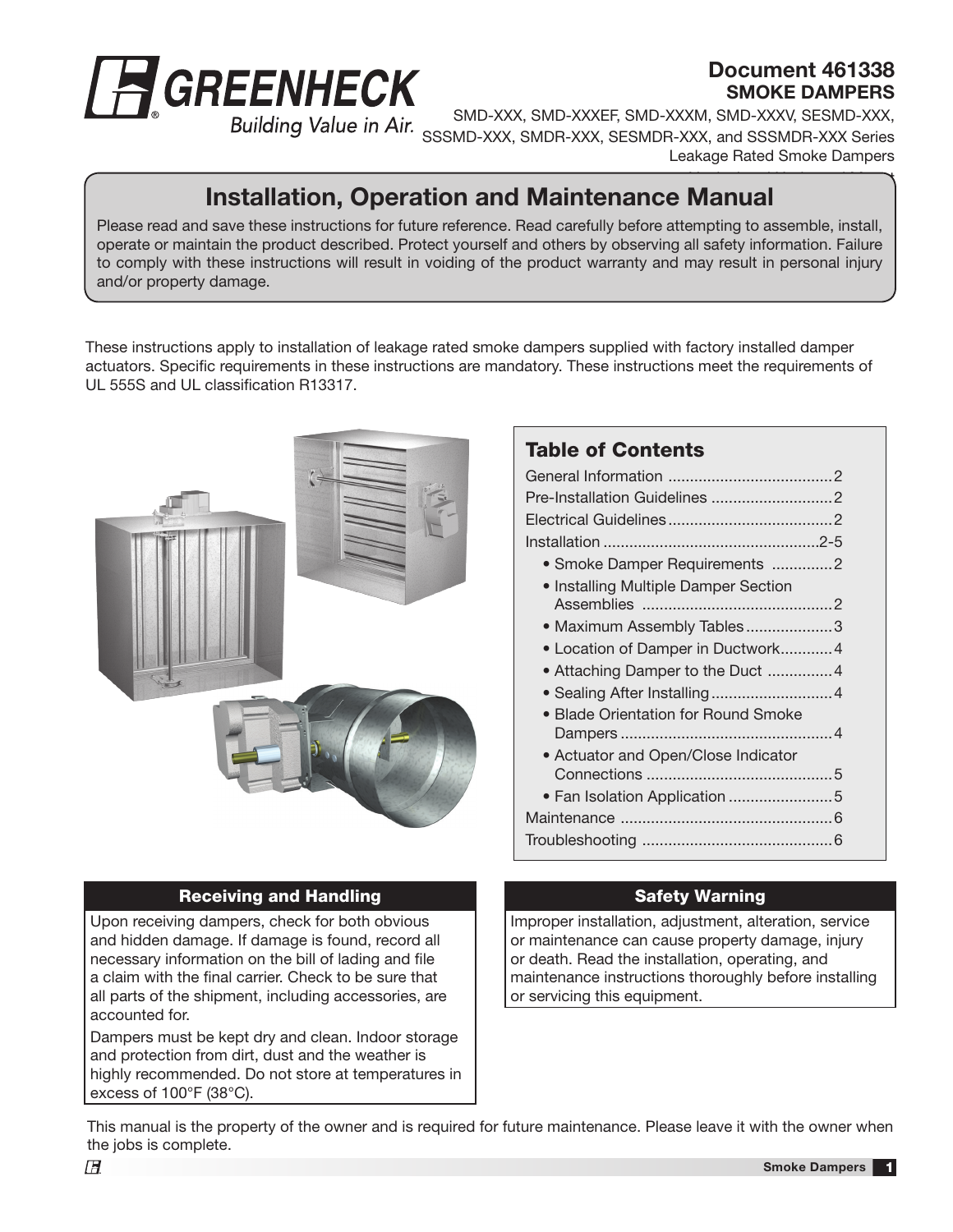**Document 461338**
**SMOKE DAMPERS**

SMD-XXX, SMD-XXXEF, SMD-XXXM, SMD-XXXV, SESMD-XXX, SSSMD-XXX, SMDR-XXX, SESMDR-XXX, and SSSMDR-XXX Series
Leakage Rated Smoke Dampers

# Installation, Operation and Maintenance Manual

Please read and save these instructions for future reference. Read carefully before attempting to assemble, install, operate or maintain the product described. Protect yourself and others by observing all safety information. Failure to comply with these instructions will result in voiding of the product warranty and may result in personal injury and/or property damage.

These instructions apply to installation of leakage rated smoke dampers supplied with factory installed damper actuators. Specific requirements in these instructions are mandatory. These instructions meet the requirements of UL 555S and UL classification R13317.

## Table of Contents

- General Information .......... 2
- Pre-Installation Guidelines .......... 2
- Electrical Guidelines .......... 2
- Installation .......... 2-5
  - Smoke Damper Requirements .......... 2
  - Installing Multiple Damper Section Assemblies .......... 2
  - Maximum Assembly Tables .......... 3
  - Location of Damper in Ductwork .......... 4
  - Attaching Damper to the Duct .......... 4
  - Sealing After Installing .......... 4
  - Blade Orientation for Round Smoke Dampers .......... 4
  - Actuator and Open/Close Indicator Connections .......... 5
  - Fan Isolation Application .......... 5
- Maintenance .......... 6
- Troubleshooting .......... 6

## Receiving and Handling

Upon receiving dampers, check for both obvious and hidden damage. If damage is found, record all necessary information on the bill of lading and file a claim with the final carrier. Check to be sure that all parts of the shipment, including accessories, are accounted for.

Dampers must be kept dry and clean. Indoor storage and protection from dirt, dust and the weather is highly recommended. Do not store at temperatures in excess of 100°F (38°C).

## Safety Warning

Improper installation, adjustment, alteration, service or maintenance can cause property damage, injury or death. Read the installation, operating, and maintenance instructions thoroughly before installing or servicing this equipment.

This manual is the property of the owner and is required for future maintenance. Please leave it with the owner when the jobs is complete.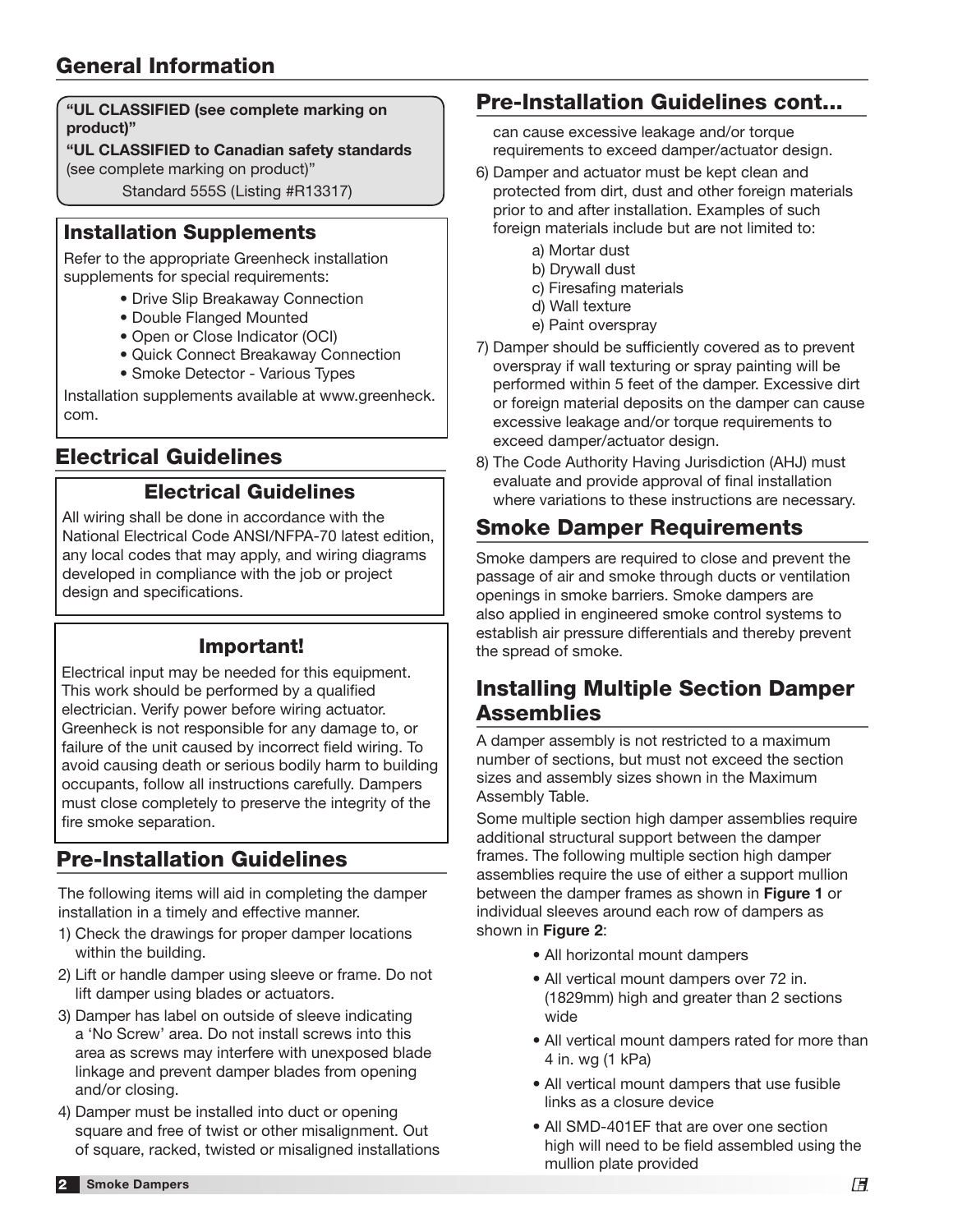## General Information

**"UL CLASSIFIED (see complete marking on product)"**

**"UL CLASSIFIED to Canadian safety standards** (see complete marking on product)"

Standard 555S (Listing #R13317)

### Installation Supplements

Refer to the appropriate Greenheck installation supplements for special requirements:

- Drive Slip Breakaway Connection
- Double Flanged Mounted
- Open or Close Indicator (OCI)
- Quick Connect Breakaway Connection
- Smoke Detector - Various Types

Installation supplements available at www.greenheck.com.

## Electrical Guidelines

### Electrical Guidelines

All wiring shall be done in accordance with the National Electrical Code ANSI/NFPA-70 latest edition, any local codes that may apply, and wiring diagrams developed in compliance with the job or project design and specifications.

### Important!

Electrical input may be needed for this equipment. This work should be performed by a qualified electrician. Verify power before wiring actuator. Greenheck is not responsible for any damage to, or failure of the unit caused by incorrect field wiring. To avoid causing death or serious bodily harm to building occupants, follow all instructions carefully. Dampers must close completely to preserve the integrity of the fire smoke separation.

## Pre-Installation Guidelines

The following items will aid in completing the damper installation in a timely and effective manner.

1) Check the drawings for proper damper locations within the building.
2) Lift or handle damper using sleeve or frame. Do not lift damper using blades or actuators.
3) Damper has label on outside of sleeve indicating a 'No Screw' area. Do not install screws into this area as screws may interfere with unexposed blade linkage and prevent damper blades from opening and/or closing.
4) Damper must be installed into duct or opening square and free of twist or other misalignment. Out of square, racked, twisted or misaligned installations can cause excessive leakage and/or torque requirements to exceed damper/actuator design.
5) Damper and actuator must be kept clean and protected from dirt, dust and other foreign materials prior to and after installation. Examples of such foreign materials include but are not limited to:
   a) Mortar dust
   b) Drywall dust
   c) Firesafing materials
   d) Wall texture
   e) Paint overspray
7) Damper should be sufficiently covered as to prevent overspray if wall texturing or spray painting will be performed within 5 feet of the damper. Excessive dirt or foreign material deposits on the damper can cause excessive leakage and/or torque requirements to exceed damper/actuator design.
8) The Code Authority Having Jurisdiction (AHJ) must evaluate and provide approval of final installation where variations to these instructions are necessary.

## Smoke Damper Requirements

Smoke dampers are required to close and prevent the passage of air and smoke through ducts or ventilation openings in smoke barriers. Smoke dampers are also applied in engineered smoke control systems to establish air pressure differentials and thereby prevent the spread of smoke.

## Installing Multiple Section Damper Assemblies

A damper assembly is not restricted to a maximum number of sections, but must not exceed the section sizes and assembly sizes shown in the Maximum Assembly Table.

Some multiple section high damper assemblies require additional structural support between the damper frames. The following multiple section high damper assemblies require the use of either a support mullion between the damper frames as shown in **Figure 1** or individual sleeves around each row of dampers as shown in **Figure 2**:

- All horizontal mount dampers
- All vertical mount dampers over 72 in. (1829mm) high and greater than 2 sections wide
- All vertical mount dampers rated for more than 4 in. wg (1 kPa)
- All vertical mount dampers that use fusible links as a closure device
- All SMD-401EF that are over one section high will need to be field assembled using the mullion plate provided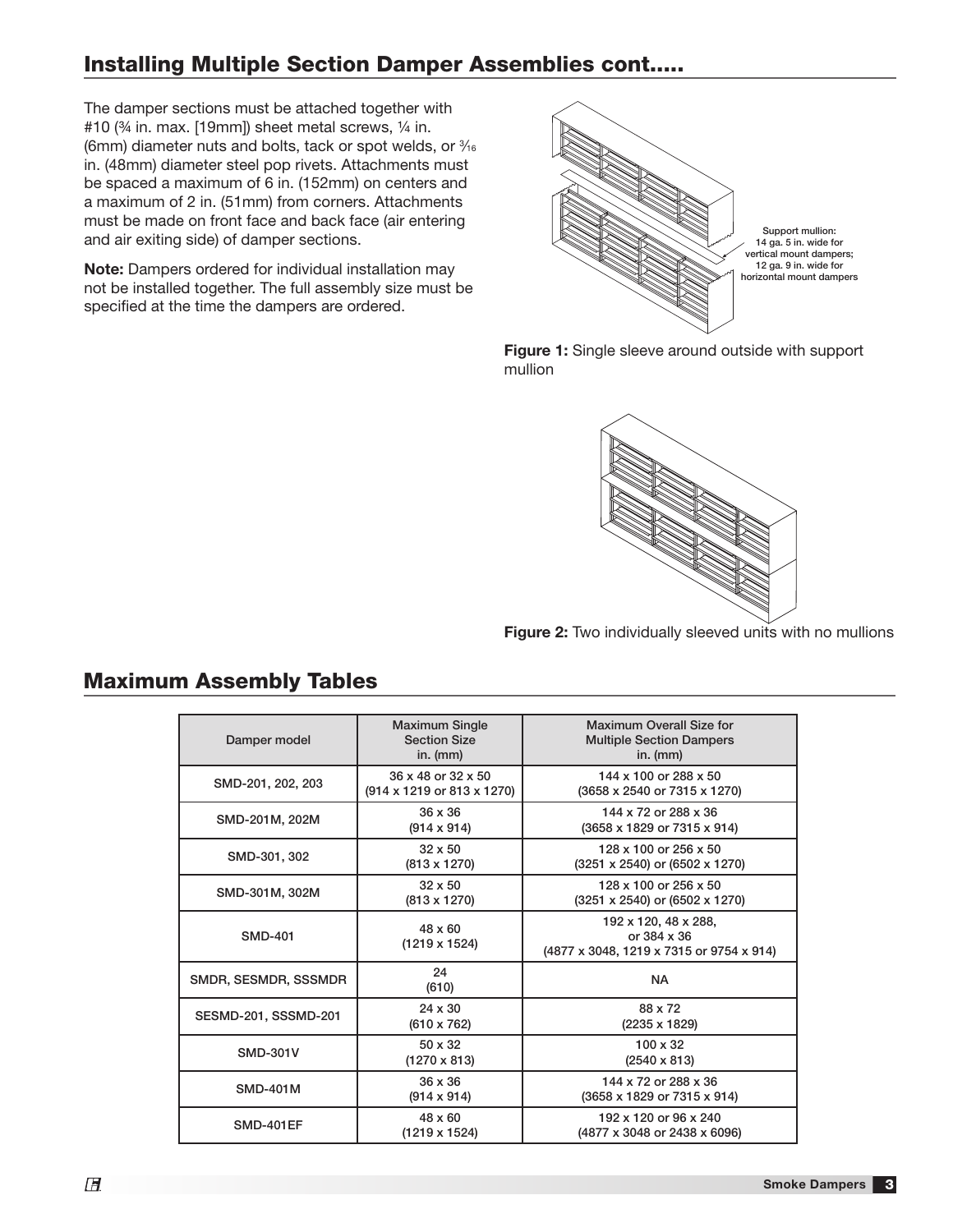## Installing Multiple Section Damper Assemblies cont.....

The damper sections must be attached together with #10 (¾ in. max. [19mm]) sheet metal screws, ¼ in. (6mm) diameter nuts and bolts, tack or spot welds, or 3⁄16 in. (48mm) diameter steel pop rivets. Attachments must be spaced a maximum of 6 in. (152mm) on centers and a maximum of 2 in. (51mm) from corners. Attachments must be made on front face and back face (air entering and air exiting side) of damper sections.

**Note:** Dampers ordered for individual installation may not be installed together. The full assembly size must be specified at the time the dampers are ordered.

Support mullion: 14 ga. 5 in. wide for vertical mount dampers; 12 ga. 9 in. wide for horizontal mount dampers

**Figure 1:** Single sleeve around outside with support mullion

**Figure 2:** Two individually sleeved units with no mullions

## Maximum Assembly Tables

| Damper model | Maximum Single Section Size in. (mm) | Maximum Overall Size for Multiple Section Dampers in. (mm) |
|---|---|---|
| SMD-201, 202, 203 | 36 x 48 or 32 x 50 (914 x 1219 or 813 x 1270) | 144 x 100 or 288 x 50 (3658 x 2540 or 7315 x 1270) |
| SMD-201M, 202M | 36 x 36 (914 x 914) | 144 x 72 or 288 x 36 (3658 x 1829 or 7315 x 914) |
| SMD-301, 302 | 32 x 50 (813 x 1270) | 128 x 100 or 256 x 50 (3251 x 2540) or (6502 x 1270) |
| SMD-301M, 302M | 32 x 50 (813 x 1270) | 128 x 100 or 256 x 50 (3251 x 2540) or (6502 x 1270) |
| SMD-401 | 48 x 60 (1219 x 1524) | 192 x 120, 48 x 288, or 384 x 36 (4877 x 3048, 1219 x 7315 or 9754 x 914) |
| SMDR, SESMDR, SSSMDR | 24 (610) | NA |
| SESMD-201, SSSMD-201 | 24 x 30 (610 x 762) | 88 x 72 (2235 x 1829) |
| SMD-301V | 50 x 32 (1270 x 813) | 100 x 32 (2540 x 813) |
| SMD-401M | 36 x 36 (914 x 914) | 144 x 72 or 288 x 36 (3658 x 1829 or 7315 x 914) |
| SMD-401EF | 48 x 60 (1219 x 1524) | 192 x 120 or 96 x 240 (4877 x 3048 or 2438 x 6096) |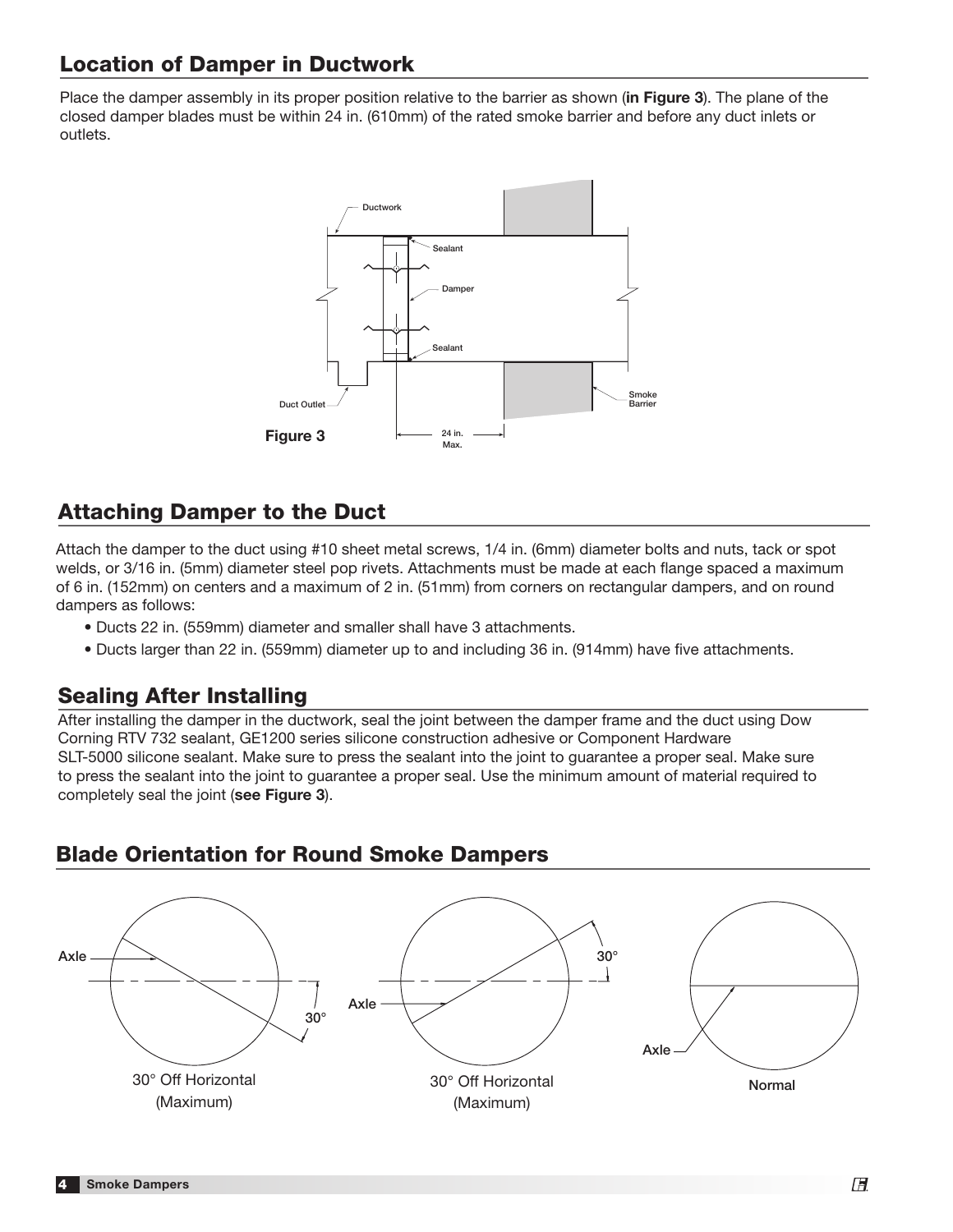## Location of Damper in Ductwork

Place the damper assembly in its proper position relative to the barrier as shown (**in Figure 3**). The plane of the closed damper blades must be within 24 in. (610mm) of the rated smoke barrier and before any duct inlets or outlets.

**Figure 3**

## Attaching Damper to the Duct

Attach the damper to the duct using #10 sheet metal screws, 1/4 in. (6mm) diameter bolts and nuts, tack or spot welds, or 3/16 in. (5mm) diameter steel pop rivets. Attachments must be made at each flange spaced a maximum of 6 in. (152mm) on centers and a maximum of 2 in. (51mm) from corners on rectangular dampers, and on round dampers as follows:

- Ducts 22 in. (559mm) diameter and smaller shall have 3 attachments.
- Ducts larger than 22 in. (559mm) diameter up to and including 36 in. (914mm) have five attachments.

## Sealing After Installing

After installing the damper in the ductwork, seal the joint between the damper frame and the duct using Dow Corning RTV 732 sealant, GE1200 series silicone construction adhesive or Component Hardware SLT-5000 silicone sealant. Make sure to press the sealant into the joint to guarantee a proper seal. Make sure to press the sealant into the joint to guarantee a proper seal. Use the minimum amount of material required to completely seal the joint (**see Figure 3**).

## Blade Orientation for Round Smoke Dampers

30° Off Horizontal (Maximum)

30° Off Horizontal (Maximum)

**Normal**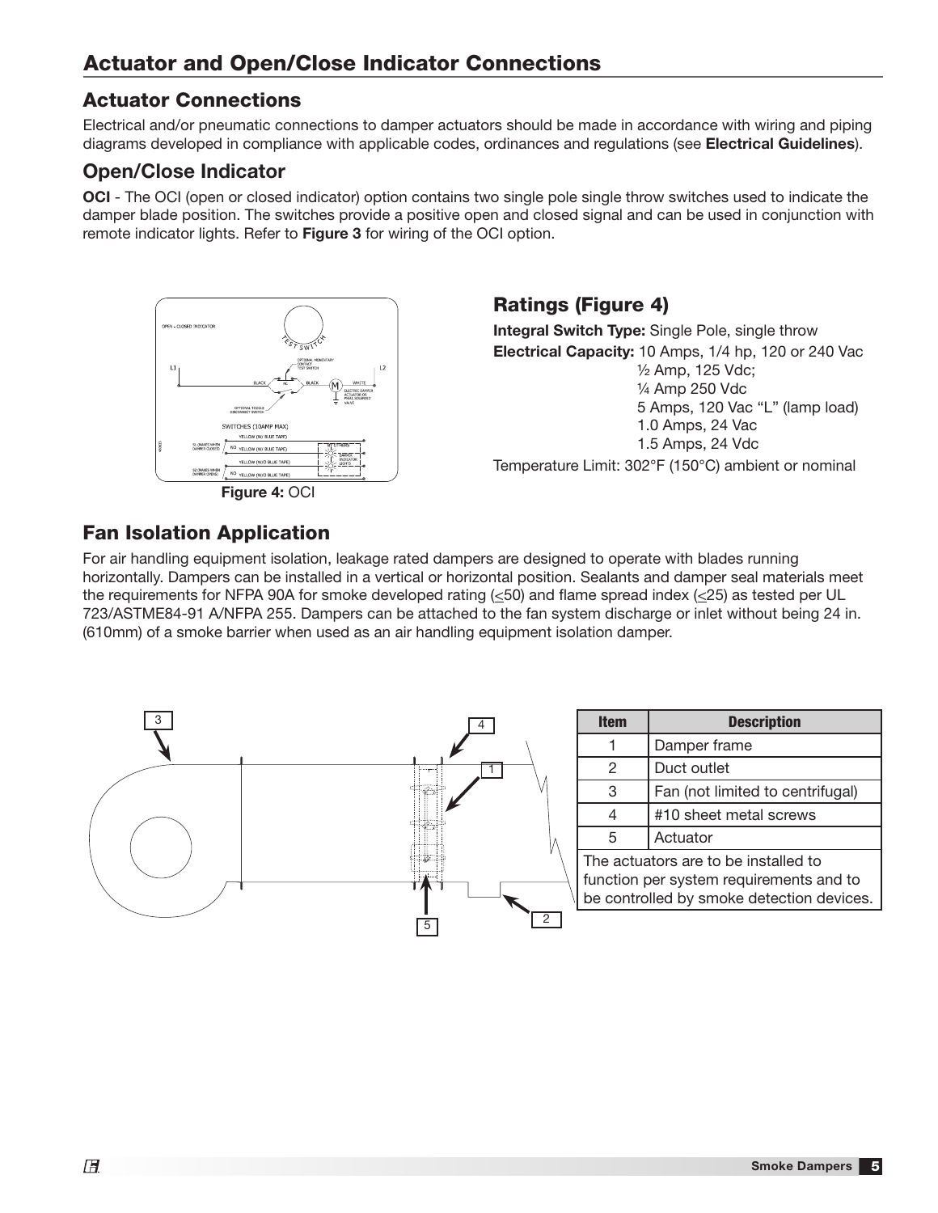## Actuator and Open/Close Indicator Connections

### Actuator Connections

Electrical and/or pneumatic connections to damper actuators should be made in accordance with wiring and piping diagrams developed in compliance with applicable codes, ordinances and regulations (see **Electrical Guidelines**).

### Open/Close Indicator

**OCI** - The OCI (open or closed indicator) option contains two single pole single throw switches used to indicate the damper blade position. The switches provide a positive open and closed signal and can be used in conjunction with remote indicator lights. Refer to **Figure 3** for wiring of the OCI option.

**Figure 4:** OCI

### Ratings (Figure 4)

**Integral Switch Type:** Single Pole, single throw

**Electrical Capacity:** 10 Amps, 1/4 hp, 120 or 240 Vac
½ Amp, 125 Vdc;
¼ Amp 250 Vdc
5 Amps, 120 Vac "L" (lamp load)
1.0 Amps, 24 Vac
1.5 Amps, 24 Vdc

Temperature Limit: 302°F (150°C) ambient or nominal

### Fan Isolation Application

For air handling equipment isolation, leakage rated dampers are designed to operate with blades running horizontally. Dampers can be installed in a vertical or horizontal position. Sealants and damper seal materials meet the requirements for NFPA 90A for smoke developed rating (<50) and flame spread index (<25) as tested per UL 723/ASTME84-91 A/NFPA 255. Dampers can be attached to the fan system discharge or inlet without being 24 in. (610mm) of a smoke barrier when used as an air handling equipment isolation damper.

| Item | Description |
|---|---|
| 1 | Damper frame |
| 2 | Duct outlet |
| 3 | Fan (not limited to centrifugal) |
| 4 | #10 sheet metal screws |
| 5 | Actuator |

The actuators are to be installed to function per system requirements and to be controlled by smoke detection devices.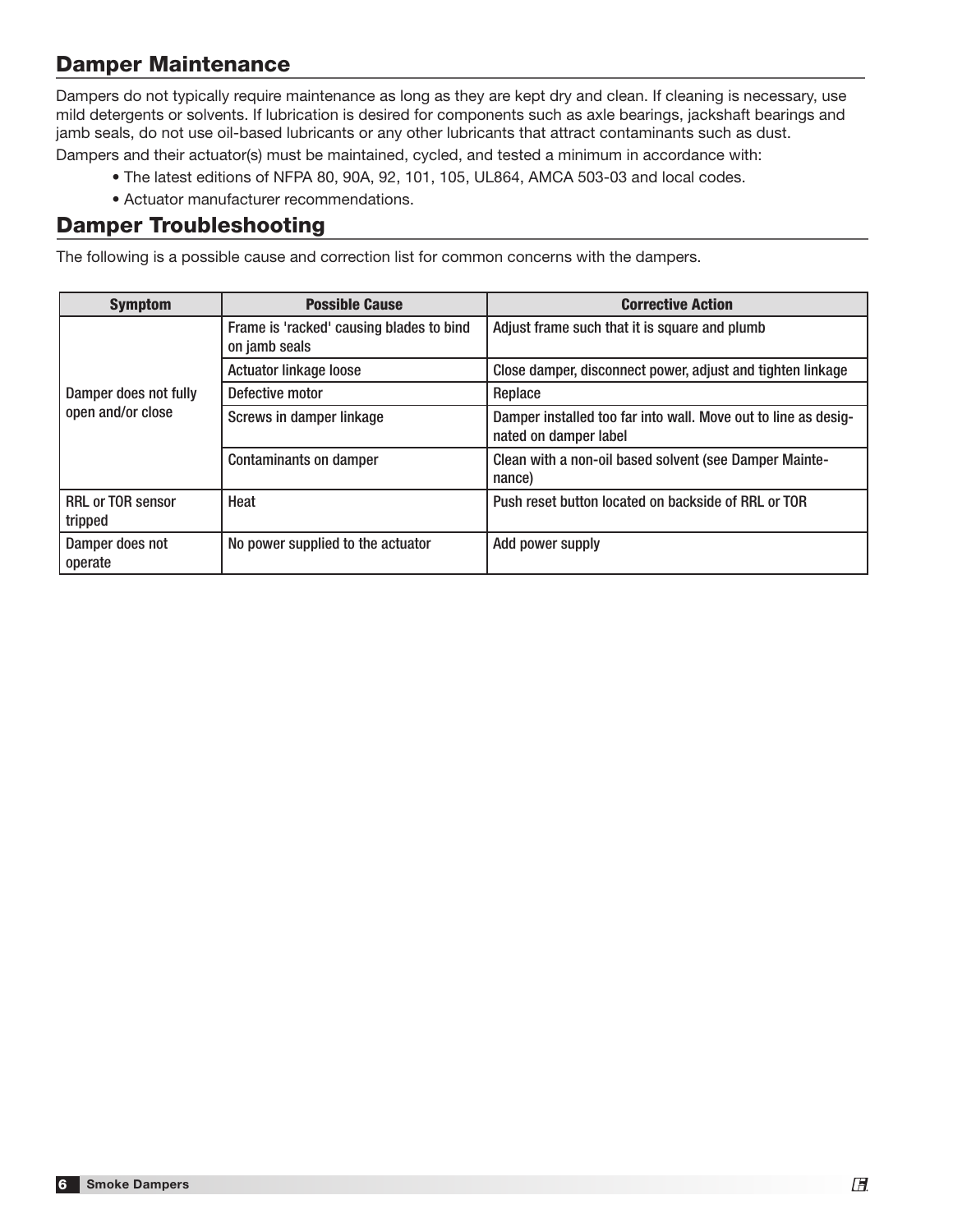## Damper Maintenance

Dampers do not typically require maintenance as long as they are kept dry and clean. If cleaning is necessary, use mild detergents or solvents. If lubrication is desired for components such as axle bearings, jackshaft bearings and jamb seals, do not use oil-based lubricants or any other lubricants that attract contaminants such as dust.

Dampers and their actuator(s) must be maintained, cycled, and tested a minimum in accordance with:

- The latest editions of NFPA 80, 90A, 92, 101, 105, UL864, AMCA 503-03 and local codes.
- Actuator manufacturer recommendations.

## Damper Troubleshooting

The following is a possible cause and correction list for common concerns with the dampers.

| Symptom | Possible Cause | Corrective Action |
|---|---|---|
| Damper does not fully open and/or close | Frame is 'racked' causing blades to bind on jamb seals | Adjust frame such that it is square and plumb |
| | Actuator linkage loose | Close damper, disconnect power, adjust and tighten linkage |
| | Defective motor | Replace |
| | Screws in damper linkage | Damper installed too far into wall. Move out to line as designated on damper label |
| | Contaminants on damper | Clean with a non-oil based solvent (see Damper Maintenance) |
| RRL or TOR sensor tripped | Heat | Push reset button located on backside of RRL or TOR |
| Damper does not operate | No power supplied to the actuator | Add power supply |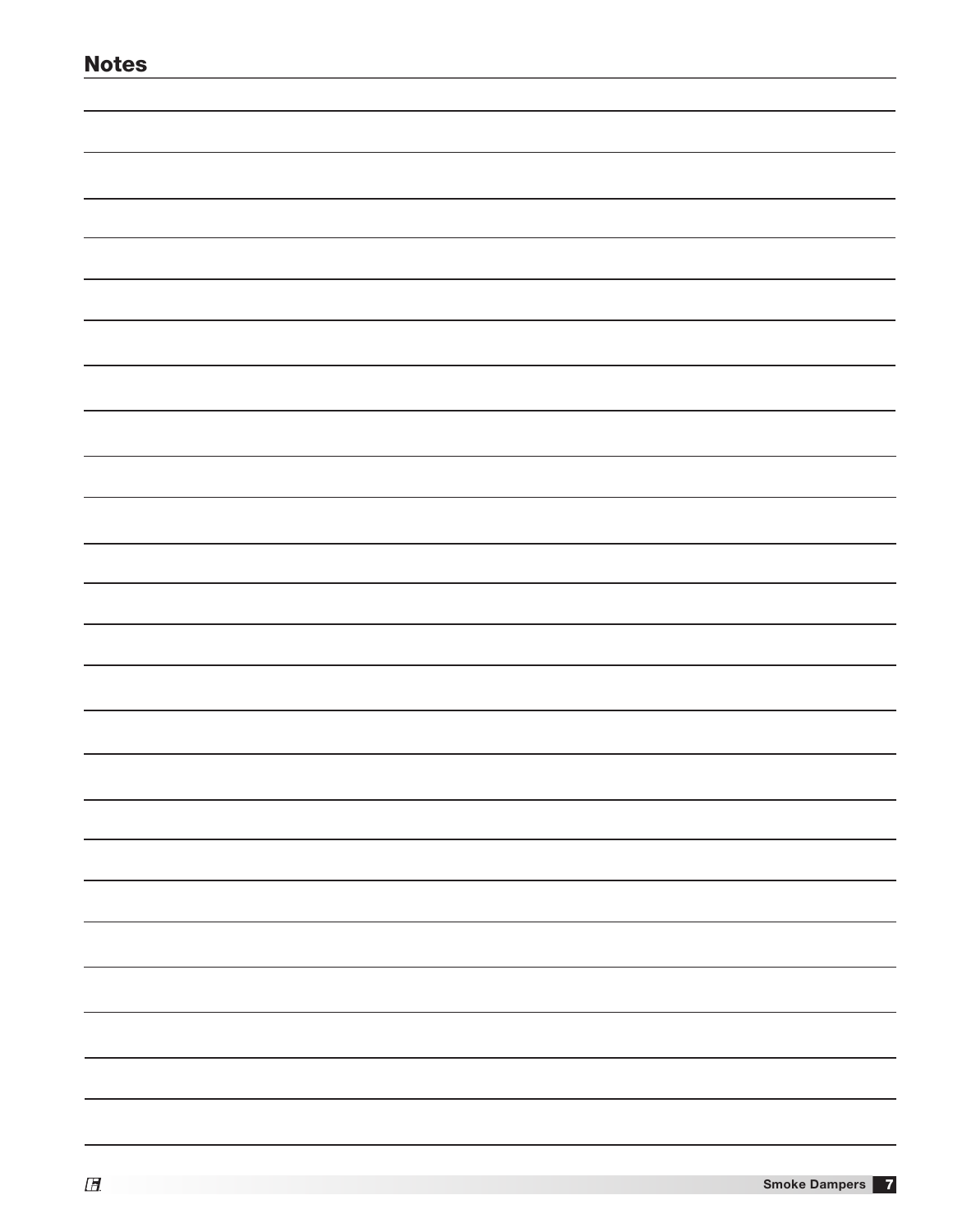## Notes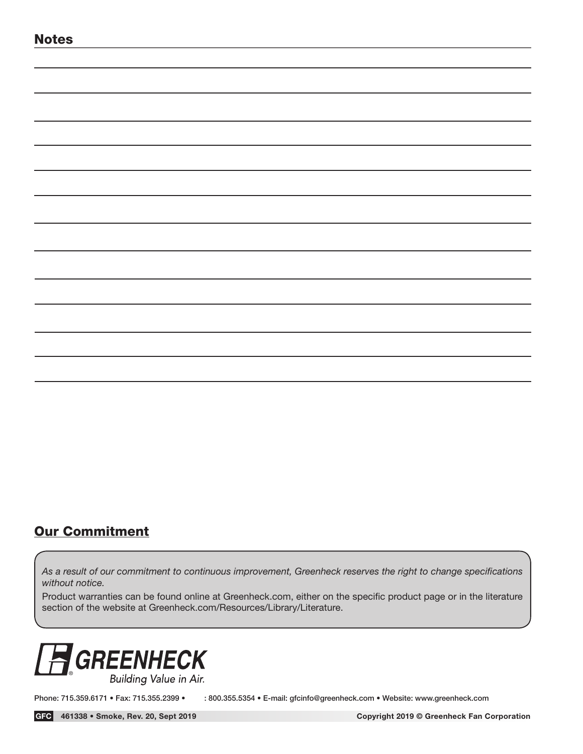## Notes

## Our Commitment

*As a result of our commitment to continuous improvement, Greenheck reserves the right to change specifications without notice.*

Product warranties can be found online at Greenheck.com, either on the specific product page or in the literature section of the website at Greenheck.com/Resources/Library/Literature.

GREENHECK
Building Value in Air.

Phone: 715.359.6171 • Fax: 715.355.2399 • : 800.355.5354 • E-mail: gfcinfo@greenheck.com • Website: www.greenheck.com

GFC 461338 • Smoke, Rev. 20, Sept 2019 Copyright 2019 © Greenheck Fan Corporation